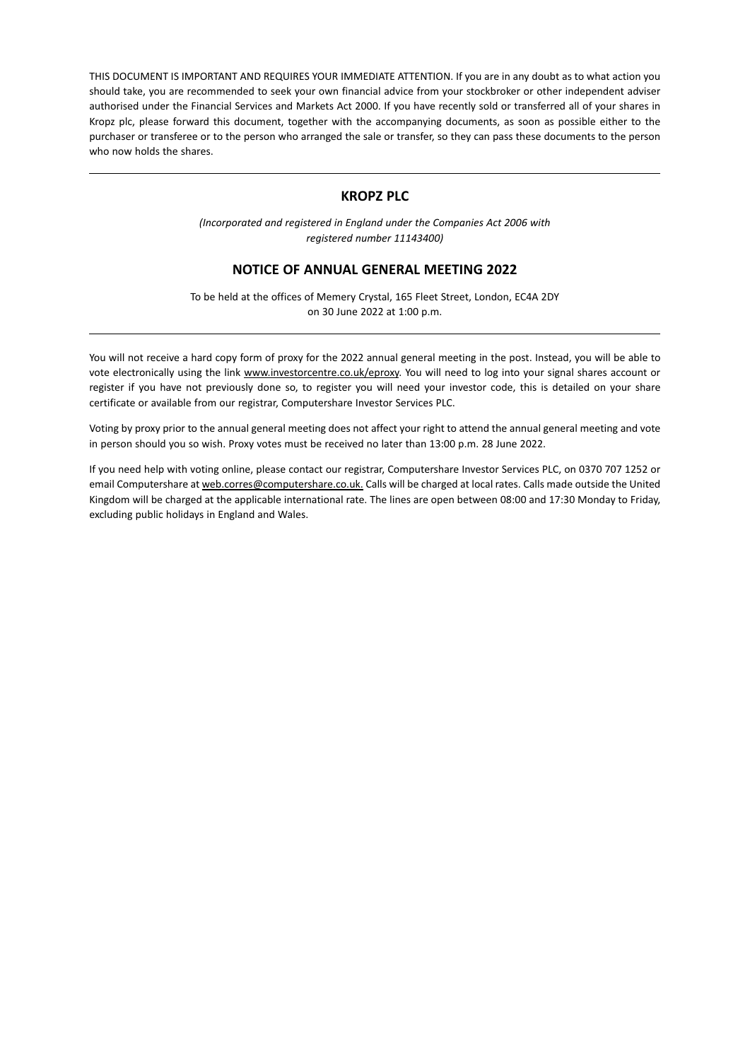THIS DOCUMENT IS IMPORTANT AND REQUIRES YOUR IMMEDIATE ATTENTION. If you are in any doubt as to what action you should take, you are recommended to seek your own financial advice from your stockbroker or other independent adviser authorised under the Financial Services and Markets Act 2000. If you have recently sold or transferred all of your shares in Kropz plc, please forward this document, together with the accompanying documents, as soon as possible either to the purchaser or transferee or to the person who arranged the sale or transfer, so they can pass these documents to the person who now holds the shares.

---

# KROPZ PLC

*(Incorporated and registered in England under the Companies Act 2006 with registered number 11143400)*

## NOTICE OF ANNUAL GENERAL MEETING 2022

To be held at the offices of Memery Crystal, 165 Fleet Street, London, EC4A 2DY on 30 June 2022 at 1:00 p.m.

---

You will not receive a hard copy form of proxy for the 2022 annual general meeting in the post. Instead, you will be able to vote electronically using the link www.investorcentre.co.uk/eproxy. You will need to log into your signal shares account or register if you have not previously done so, to register you will need your investor code, this is detailed on your share certificate or available from our registrar, Computershare Investor Services PLC.

Voting by proxy prior to the annual general meeting does not affect your right to attend the annual general meeting and vote in person should you so wish. Proxy votes must be received no later than 13:00 p.m. 28 June 2022.

If you need help with voting online, please contact our registrar, Computershare Investor Services PLC, on 0370 707 1252 or email Computershare at web.corres@computershare.co.uk. Calls will be charged at local rates. Calls made outside the United Kingdom will be charged at the applicable international rate. The lines are open between 08:00 and 17:30 Monday to Friday, excluding public holidays in England and Wales.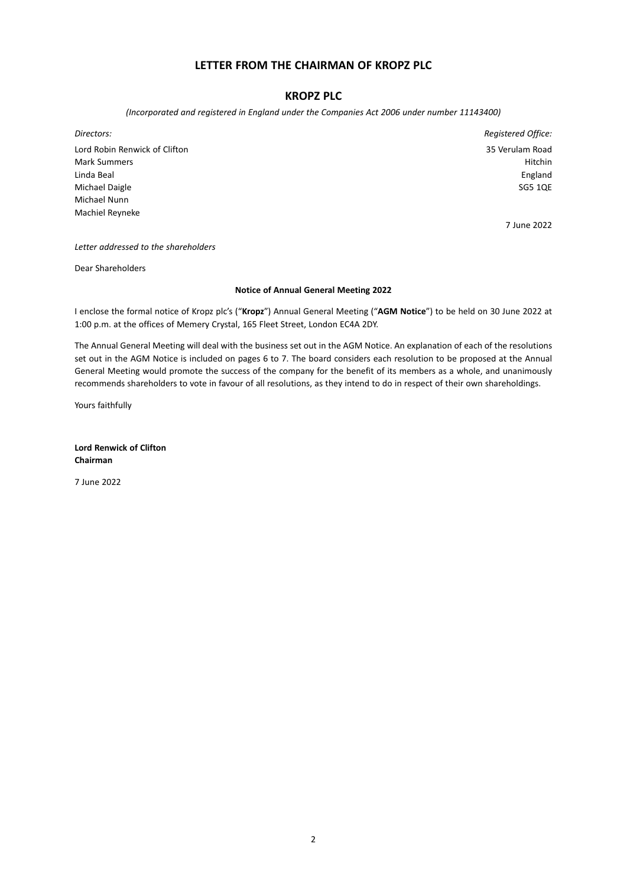# LETTER FROM THE CHAIRMAN OF KROPZ PLC

## KROPZ PLC

*(Incorporated and registered in England under the Companies Act 2006 under number 11143400)*

*Directors:*

Lord Robin Renwick of Clifton
Mark Summers
Linda Beal
Michael Daigle
Michael Nunn
Machiel Reyneke

*Registered Office:*

35 Verulam Road
Hitchin
England
SG5 1QE

7 June 2022

*Letter addressed to the shareholders*

Dear Shareholders

**Notice of Annual General Meeting 2022**

I enclose the formal notice of Kropz plc's ("**Kropz**") Annual General Meeting ("**AGM Notice**") to be held on 30 June 2022 at 1:00 p.m. at the offices of Memery Crystal, 165 Fleet Street, London EC4A 2DY.

The Annual General Meeting will deal with the business set out in the AGM Notice. An explanation of each of the resolutions set out in the AGM Notice is included on pages 6 to 7. The board considers each resolution to be proposed at the Annual General Meeting would promote the success of the company for the benefit of its members as a whole, and unanimously recommends shareholders to vote in favour of all resolutions, as they intend to do in respect of their own shareholdings.

Yours faithfully

**Lord Renwick of Clifton**
**Chairman**

7 June 2022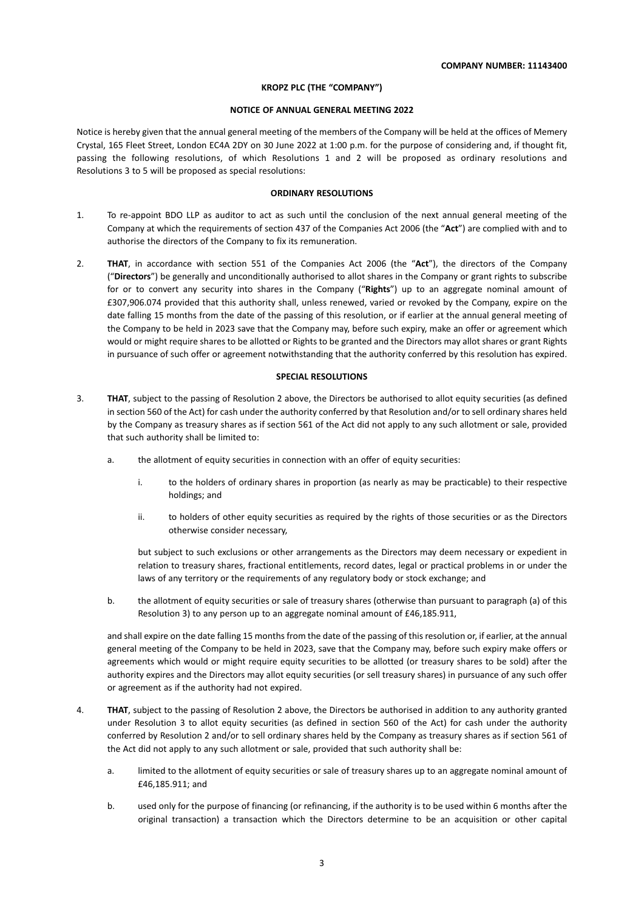**COMPANY NUMBER: 11143400**

**KROPZ PLC (THE "COMPANY")**

**NOTICE OF ANNUAL GENERAL MEETING 2022**

Notice is hereby given that the annual general meeting of the members of the Company will be held at the offices of Memery Crystal, 165 Fleet Street, London EC4A 2DY on 30 June 2022 at 1:00 p.m. for the purpose of considering and, if thought fit, passing the following resolutions, of which Resolutions 1 and 2 will be proposed as ordinary resolutions and Resolutions 3 to 5 will be proposed as special resolutions:

**ORDINARY RESOLUTIONS**

1. To re-appoint BDO LLP as auditor to act as such until the conclusion of the next annual general meeting of the Company at which the requirements of section 437 of the Companies Act 2006 (the "**Act**") are complied with and to authorise the directors of the Company to fix its remuneration.

2. **THAT**, in accordance with section 551 of the Companies Act 2006 (the "**Act**"), the directors of the Company ("**Directors**") be generally and unconditionally authorised to allot shares in the Company or grant rights to subscribe for or to convert any security into shares in the Company ("**Rights**") up to an aggregate nominal amount of £307,906.074 provided that this authority shall, unless renewed, varied or revoked by the Company, expire on the date falling 15 months from the date of the passing of this resolution, or if earlier at the annual general meeting of the Company to be held in 2023 save that the Company may, before such expiry, make an offer or agreement which would or might require shares to be allotted or Rights to be granted and the Directors may allot shares or grant Rights in pursuance of such offer or agreement notwithstanding that the authority conferred by this resolution has expired.

**SPECIAL RESOLUTIONS**

3. **THAT**, subject to the passing of Resolution 2 above, the Directors be authorised to allot equity securities (as defined in section 560 of the Act) for cash under the authority conferred by that Resolution and/or to sell ordinary shares held by the Company as treasury shares as if section 561 of the Act did not apply to any such allotment or sale, provided that such authority shall be limited to:

   a. the allotment of equity securities in connection with an offer of equity securities:

      i. to the holders of ordinary shares in proportion (as nearly as may be practicable) to their respective holdings; and

      ii. to holders of other equity securities as required by the rights of those securities or as the Directors otherwise consider necessary,

   but subject to such exclusions or other arrangements as the Directors may deem necessary or expedient in relation to treasury shares, fractional entitlements, record dates, legal or practical problems in or under the laws of any territory or the requirements of any regulatory body or stock exchange; and

   b. the allotment of equity securities or sale of treasury shares (otherwise than pursuant to paragraph (a) of this Resolution 3) to any person up to an aggregate nominal amount of £46,185.911,

   and shall expire on the date falling 15 months from the date of the passing of this resolution or, if earlier, at the annual general meeting of the Company to be held in 2023, save that the Company may, before such expiry make offers or agreements which would or might require equity securities to be allotted (or treasury shares to be sold) after the authority expires and the Directors may allot equity securities (or sell treasury shares) in pursuance of any such offer or agreement as if the authority had not expired.

4. **THAT**, subject to the passing of Resolution 2 above, the Directors be authorised in addition to any authority granted under Resolution 3 to allot equity securities (as defined in section 560 of the Act) for cash under the authority conferred by Resolution 2 and/or to sell ordinary shares held by the Company as treasury shares as if section 561 of the Act did not apply to any such allotment or sale, provided that such authority shall be:

   a. limited to the allotment of equity securities or sale of treasury shares up to an aggregate nominal amount of £46,185.911; and

   b. used only for the purpose of financing (or refinancing, if the authority is to be used within 6 months after the original transaction) a transaction which the Directors determine to be an acquisition or other capital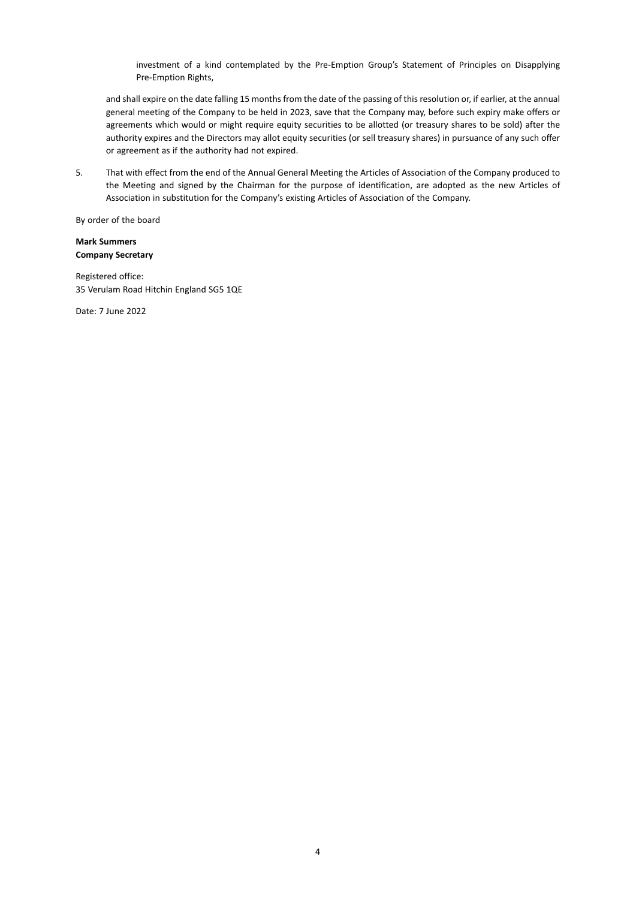investment of a kind contemplated by the Pre-Emption Group's Statement of Principles on Disapplying Pre-Emption Rights,

and shall expire on the date falling 15 months from the date of the passing of this resolution or, if earlier, at the annual general meeting of the Company to be held in 2023, save that the Company may, before such expiry make offers or agreements which would or might require equity securities to be allotted (or treasury shares to be sold) after the authority expires and the Directors may allot equity securities (or sell treasury shares) in pursuance of any such offer or agreement as if the authority had not expired.

5. That with effect from the end of the Annual General Meeting the Articles of Association of the Company produced to the Meeting and signed by the Chairman for the purpose of identification, are adopted as the new Articles of Association in substitution for the Company's existing Articles of Association of the Company.

By order of the board

**Mark Summers**
**Company Secretary**

Registered office:
35 Verulam Road Hitchin England SG5 1QE

Date: 7 June 2022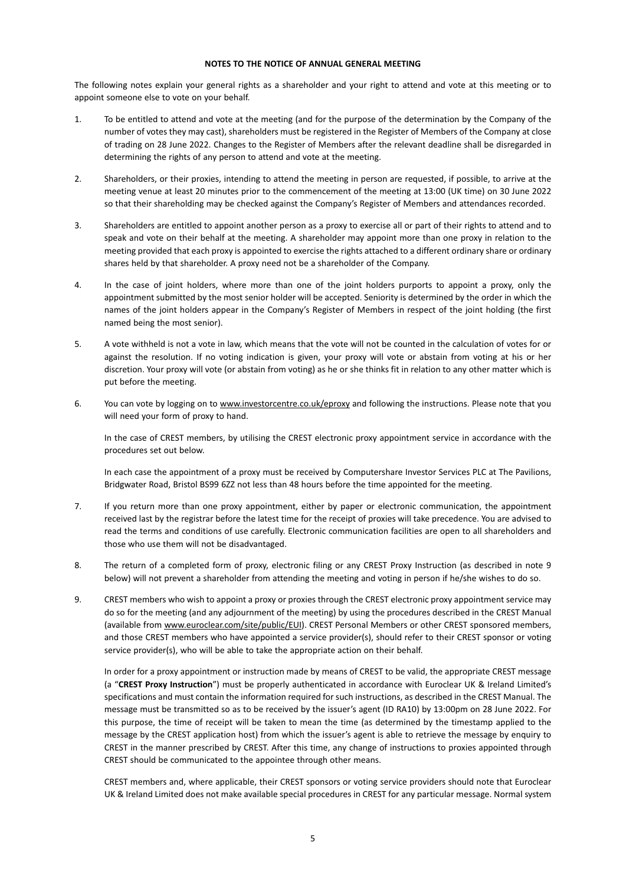**NOTES TO THE NOTICE OF ANNUAL GENERAL MEETING**

The following notes explain your general rights as a shareholder and your right to attend and vote at this meeting or to appoint someone else to vote on your behalf.

1. To be entitled to attend and vote at the meeting (and for the purpose of the determination by the Company of the number of votes they may cast), shareholders must be registered in the Register of Members of the Company at close of trading on 28 June 2022. Changes to the Register of Members after the relevant deadline shall be disregarded in determining the rights of any person to attend and vote at the meeting.

2. Shareholders, or their proxies, intending to attend the meeting in person are requested, if possible, to arrive at the meeting venue at least 20 minutes prior to the commencement of the meeting at 13:00 (UK time) on 30 June 2022 so that their shareholding may be checked against the Company's Register of Members and attendances recorded.

3. Shareholders are entitled to appoint another person as a proxy to exercise all or part of their rights to attend and to speak and vote on their behalf at the meeting. A shareholder may appoint more than one proxy in relation to the meeting provided that each proxy is appointed to exercise the rights attached to a different ordinary share or ordinary shares held by that shareholder. A proxy need not be a shareholder of the Company.

4. In the case of joint holders, where more than one of the joint holders purports to appoint a proxy, only the appointment submitted by the most senior holder will be accepted. Seniority is determined by the order in which the names of the joint holders appear in the Company's Register of Members in respect of the joint holding (the first named being the most senior).

5. A vote withheld is not a vote in law, which means that the vote will not be counted in the calculation of votes for or against the resolution. If no voting indication is given, your proxy will vote or abstain from voting at his or her discretion. Your proxy will vote (or abstain from voting) as he or she thinks fit in relation to any other matter which is put before the meeting.

6. You can vote by logging on to www.investorcentre.co.uk/eproxy and following the instructions. Please note that you will need your form of proxy to hand.

   In the case of CREST members, by utilising the CREST electronic proxy appointment service in accordance with the procedures set out below.

   In each case the appointment of a proxy must be received by Computershare Investor Services PLC at The Pavilions, Bridgwater Road, Bristol BS99 6ZZ not less than 48 hours before the time appointed for the meeting.

7. If you return more than one proxy appointment, either by paper or electronic communication, the appointment received last by the registrar before the latest time for the receipt of proxies will take precedence. You are advised to read the terms and conditions of use carefully. Electronic communication facilities are open to all shareholders and those who use them will not be disadvantaged.

8. The return of a completed form of proxy, electronic filing or any CREST Proxy Instruction (as described in note 9 below) will not prevent a shareholder from attending the meeting and voting in person if he/she wishes to do so.

9. CREST members who wish to appoint a proxy or proxies through the CREST electronic proxy appointment service may do so for the meeting (and any adjournment of the meeting) by using the procedures described in the CREST Manual (available from www.euroclear.com/site/public/EUI). CREST Personal Members or other CREST sponsored members, and those CREST members who have appointed a service provider(s), should refer to their CREST sponsor or voting service provider(s), who will be able to take the appropriate action on their behalf.

   In order for a proxy appointment or instruction made by means of CREST to be valid, the appropriate CREST message (a "**CREST Proxy Instruction**") must be properly authenticated in accordance with Euroclear UK & Ireland Limited's specifications and must contain the information required for such instructions, as described in the CREST Manual. The message must be transmitted so as to be received by the issuer's agent (ID RA10) by 13:00pm on 28 June 2022. For this purpose, the time of receipt will be taken to mean the time (as determined by the timestamp applied to the message by the CREST application host) from which the issuer's agent is able to retrieve the message by enquiry to CREST in the manner prescribed by CREST. After this time, any change of instructions to proxies appointed through CREST should be communicated to the appointee through other means.

   CREST members and, where applicable, their CREST sponsors or voting service providers should note that Euroclear UK & Ireland Limited does not make available special procedures in CREST for any particular message. Normal system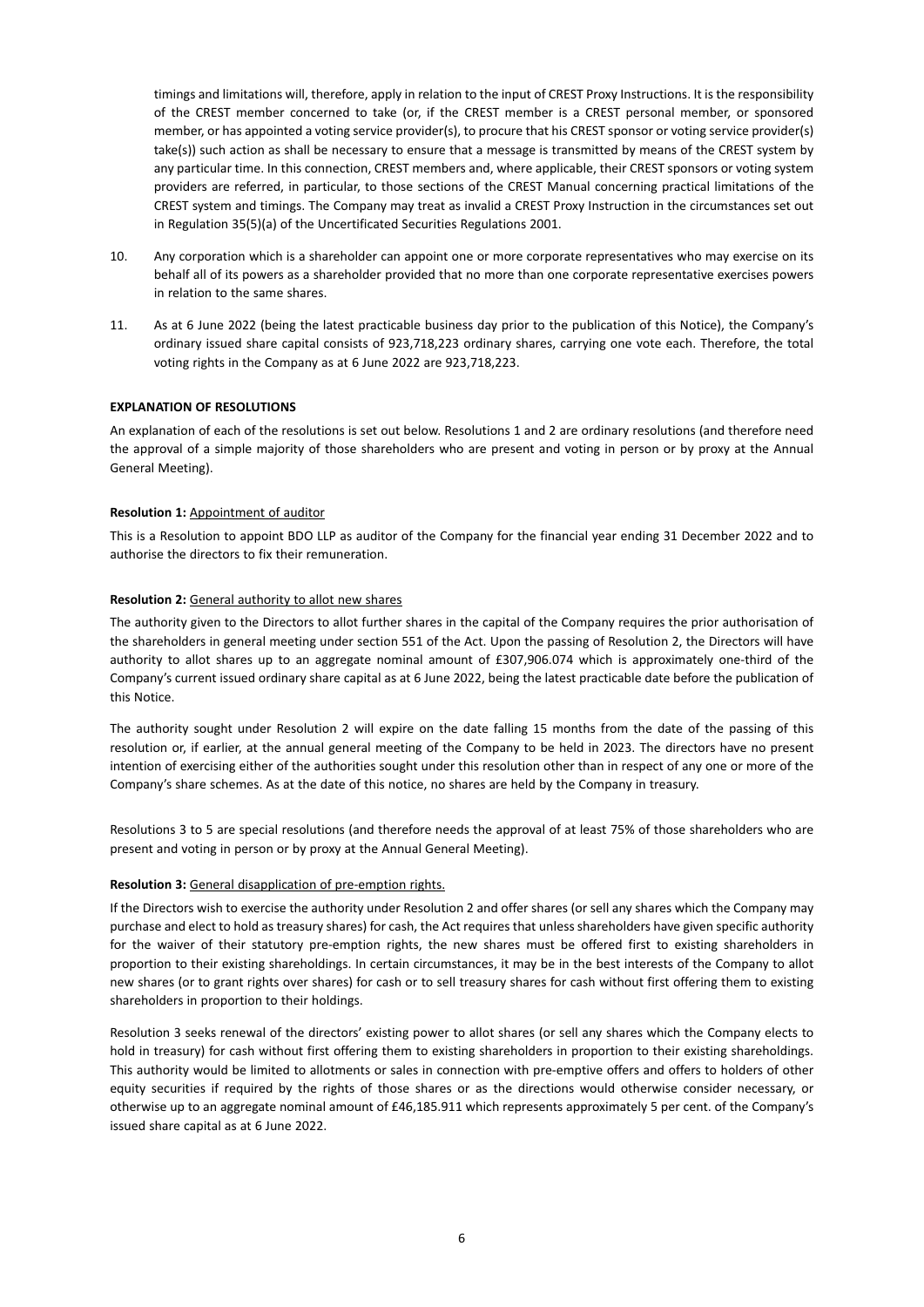timings and limitations will, therefore, apply in relation to the input of CREST Proxy Instructions. It is the responsibility of the CREST member concerned to take (or, if the CREST member is a CREST personal member, or sponsored member, or has appointed a voting service provider(s), to procure that his CREST sponsor or voting service provider(s) take(s)) such action as shall be necessary to ensure that a message is transmitted by means of the CREST system by any particular time. In this connection, CREST members and, where applicable, their CREST sponsors or voting system providers are referred, in particular, to those sections of the CREST Manual concerning practical limitations of the CREST system and timings. The Company may treat as invalid a CREST Proxy Instruction in the circumstances set out in Regulation 35(5)(a) of the Uncertificated Securities Regulations 2001.

10. Any corporation which is a shareholder can appoint one or more corporate representatives who may exercise on its behalf all of its powers as a shareholder provided that no more than one corporate representative exercises powers in relation to the same shares.

11. As at 6 June 2022 (being the latest practicable business day prior to the publication of this Notice), the Company's ordinary issued share capital consists of 923,718,223 ordinary shares, carrying one vote each. Therefore, the total voting rights in the Company as at 6 June 2022 are 923,718,223.

**EXPLANATION OF RESOLUTIONS**

An explanation of each of the resolutions is set out below. Resolutions 1 and 2 are ordinary resolutions (and therefore need the approval of a simple majority of those shareholders who are present and voting in person or by proxy at the Annual General Meeting).

**Resolution 1:** Appointment of auditor

This is a Resolution to appoint BDO LLP as auditor of the Company for the financial year ending 31 December 2022 and to authorise the directors to fix their remuneration.

**Resolution 2:** General authority to allot new shares

The authority given to the Directors to allot further shares in the capital of the Company requires the prior authorisation of the shareholders in general meeting under section 551 of the Act. Upon the passing of Resolution 2, the Directors will have authority to allot shares up to an aggregate nominal amount of £307,906.074 which is approximately one-third of the Company's current issued ordinary share capital as at 6 June 2022, being the latest practicable date before the publication of this Notice.

The authority sought under Resolution 2 will expire on the date falling 15 months from the date of the passing of this resolution or, if earlier, at the annual general meeting of the Company to be held in 2023. The directors have no present intention of exercising either of the authorities sought under this resolution other than in respect of any one or more of the Company's share schemes. As at the date of this notice, no shares are held by the Company in treasury.

Resolutions 3 to 5 are special resolutions (and therefore needs the approval of at least 75% of those shareholders who are present and voting in person or by proxy at the Annual General Meeting).

**Resolution 3:** General disapplication of pre-emption rights.

If the Directors wish to exercise the authority under Resolution 2 and offer shares (or sell any shares which the Company may purchase and elect to hold as treasury shares) for cash, the Act requires that unless shareholders have given specific authority for the waiver of their statutory pre-emption rights, the new shares must be offered first to existing shareholders in proportion to their existing shareholdings. In certain circumstances, it may be in the best interests of the Company to allot new shares (or to grant rights over shares) for cash or to sell treasury shares for cash without first offering them to existing shareholders in proportion to their holdings.

Resolution 3 seeks renewal of the directors' existing power to allot shares (or sell any shares which the Company elects to hold in treasury) for cash without first offering them to existing shareholders in proportion to their existing shareholdings. This authority would be limited to allotments or sales in connection with pre-emptive offers and offers to holders of other equity securities if required by the rights of those shares or as the directions would otherwise consider necessary, or otherwise up to an aggregate nominal amount of £46,185.911 which represents approximately 5 per cent. of the Company's issued share capital as at 6 June 2022.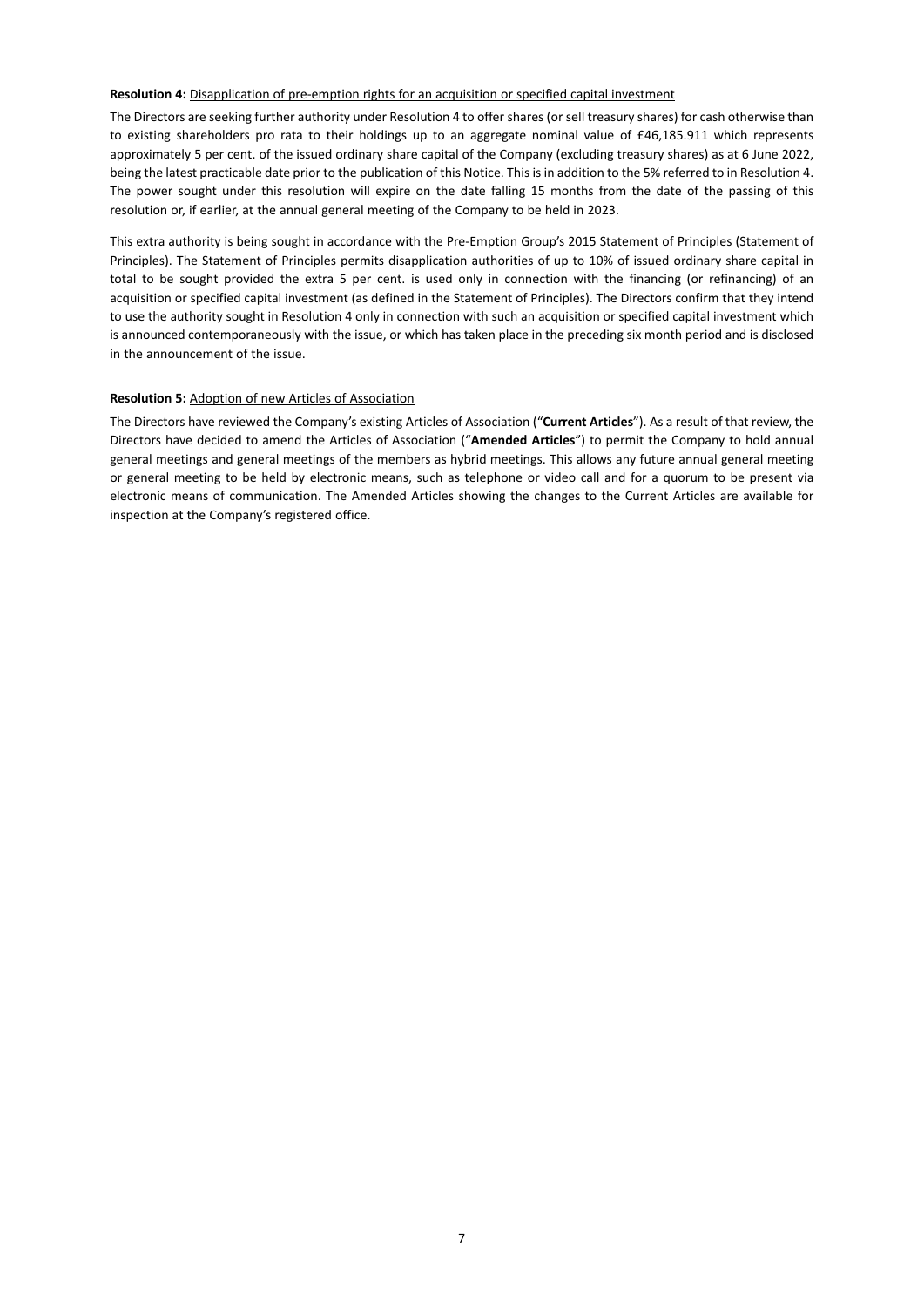**Resolution 4:** Disapplication of pre-emption rights for an acquisition or specified capital investment

The Directors are seeking further authority under Resolution 4 to offer shares (or sell treasury shares) for cash otherwise than to existing shareholders pro rata to their holdings up to an aggregate nominal value of £46,185.911 which represents approximately 5 per cent. of the issued ordinary share capital of the Company (excluding treasury shares) as at 6 June 2022, being the latest practicable date prior to the publication of this Notice. This is in addition to the 5% referred to in Resolution 4. The power sought under this resolution will expire on the date falling 15 months from the date of the passing of this resolution or, if earlier, at the annual general meeting of the Company to be held in 2023.

This extra authority is being sought in accordance with the Pre-Emption Group's 2015 Statement of Principles (Statement of Principles). The Statement of Principles permits disapplication authorities of up to 10% of issued ordinary share capital in total to be sought provided the extra 5 per cent. is used only in connection with the financing (or refinancing) of an acquisition or specified capital investment (as defined in the Statement of Principles). The Directors confirm that they intend to use the authority sought in Resolution 4 only in connection with such an acquisition or specified capital investment which is announced contemporaneously with the issue, or which has taken place in the preceding six month period and is disclosed in the announcement of the issue.

**Resolution 5:** Adoption of new Articles of Association

The Directors have reviewed the Company's existing Articles of Association ("**Current Articles**"). As a result of that review, the Directors have decided to amend the Articles of Association ("**Amended Articles**") to permit the Company to hold annual general meetings and general meetings of the members as hybrid meetings. This allows any future annual general meeting or general meeting to be held by electronic means, such as telephone or video call and for a quorum to be present via electronic means of communication. The Amended Articles showing the changes to the Current Articles are available for inspection at the Company's registered office.